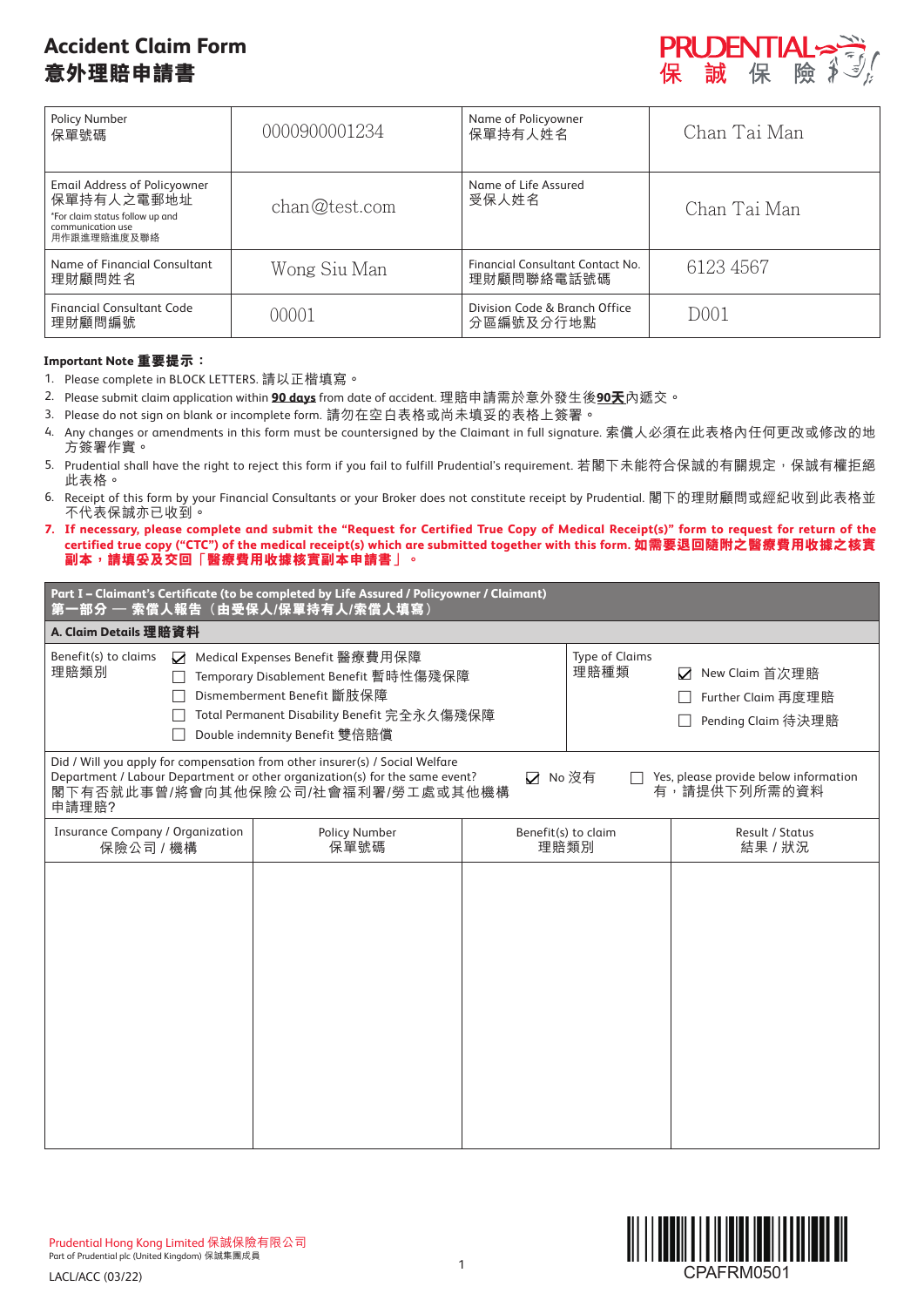# Accident Claim Form
# 意外理賠申請書

PRUDENTIAL 保誠保險

| Policy Number<br>保單號碼 | 0000900001234 | Name of Policyowner<br>保單持有人姓名 | Chan Tai Man |
|---|---|---|---|
| Email Address of Policyowner<br>保單持有人之電郵地址<br>*For claim status follow up and communication use<br>用作跟進理賠進度及聯絡 | chan@test.com | Name of Life Assured<br>受保人姓名 | Chan Tai Man |
| Name of Financial Consultant<br>理財顧問姓名 | Wong Siu Man | Financial Consultant Contact No.<br>理財顧問聯絡電話號碼 | 6123 4567 |
| Financial Consultant Code<br>理財顧問編號 | 00001 | Division Code & Branch Office<br>分區編號及分行地點 | D001 |

**Important Note 重要提示：**

1. Please complete in BLOCK LETTERS. 請以正楷填寫。
2. Please submit claim application within **90 days** from date of accident. 理賠申請需於意外發生後**90天**內遞交。
3. Please do not sign on blank or incomplete form. 請勿在空白表格或尚未填妥的表格上簽署。
4. Any changes or amendments in this form must be countersigned by the Claimant in full signature. 索償人必須在此表格內任何更改或修改的地方簽署作實。
5. Prudential shall have the right to reject this form if you fail to fulfill Prudential's requirement. 若閣下未能符合保誠的有關規定，保誠有權拒絕此表格。
6. Receipt of this form by your Financial Consultants or your Broker does not constitute receipt by Prudential. 閣下的理財顧問或經紀收到此表格並不代表保誠亦已收到。
7. **If necessary, please complete and submit the "Request for Certified True Copy of Medical Receipt(s)" form to request for return of the certified true copy ("CTC") of the medical receipt(s) which are submitted together with this form. 如需要退回隨附之醫療費用收據之核實副本，請填妥及交回「醫療費用收據核實副本申請書」。**

## Part I – Claimant's Certificate (to be completed by Life Assured / Policyowner / Claimant)
## 第一部分 — 索償人報告（由受保人/保單持有人/索償人填寫）

### A. Claim Details 理賠資料

Benefit(s) to claims 理賠類別

- ☑ Medical Expenses Benefit 醫療費用保障
- ☐ Temporary Disablement Benefit 暫時性傷殘保障
- ☐ Dismemberment Benefit 斷肢保障
- ☐ Total Permanent Disability Benefit 完全永久傷殘保障
- ☐ Double indemnity Benefit 雙倍賠償

Type of Claims 理賠種類

- ☑ New Claim 首次理賠
- ☐ Further Claim 再度理賠
- ☐ Pending Claim 待決理賠

Did / Will you apply for compensation from other insurer(s) / Social Welfare Department / Labour Department or other organization(s) for the same event?
閣下有否就此事曾/將會向其他保險公司/社會福利署/勞工處或其他機構申請理賠?

☑ No 沒有　☐ Yes, please provide below information 有，請提供下列所需的資料

| Insurance Company / Organization<br>保險公司 / 機構 | Policy Number<br>保單號碼 | Benefit(s) to claim<br>理賠類別 | Result / Status<br>結果 / 狀況 |
|---|---|---|---|
| | | | |

Prudential Hong Kong Limited 保誠保險有限公司
Part of Prudential plc (United Kingdom) 保誠集團成員

LACL/ACC (03/22)

CPAFRM0501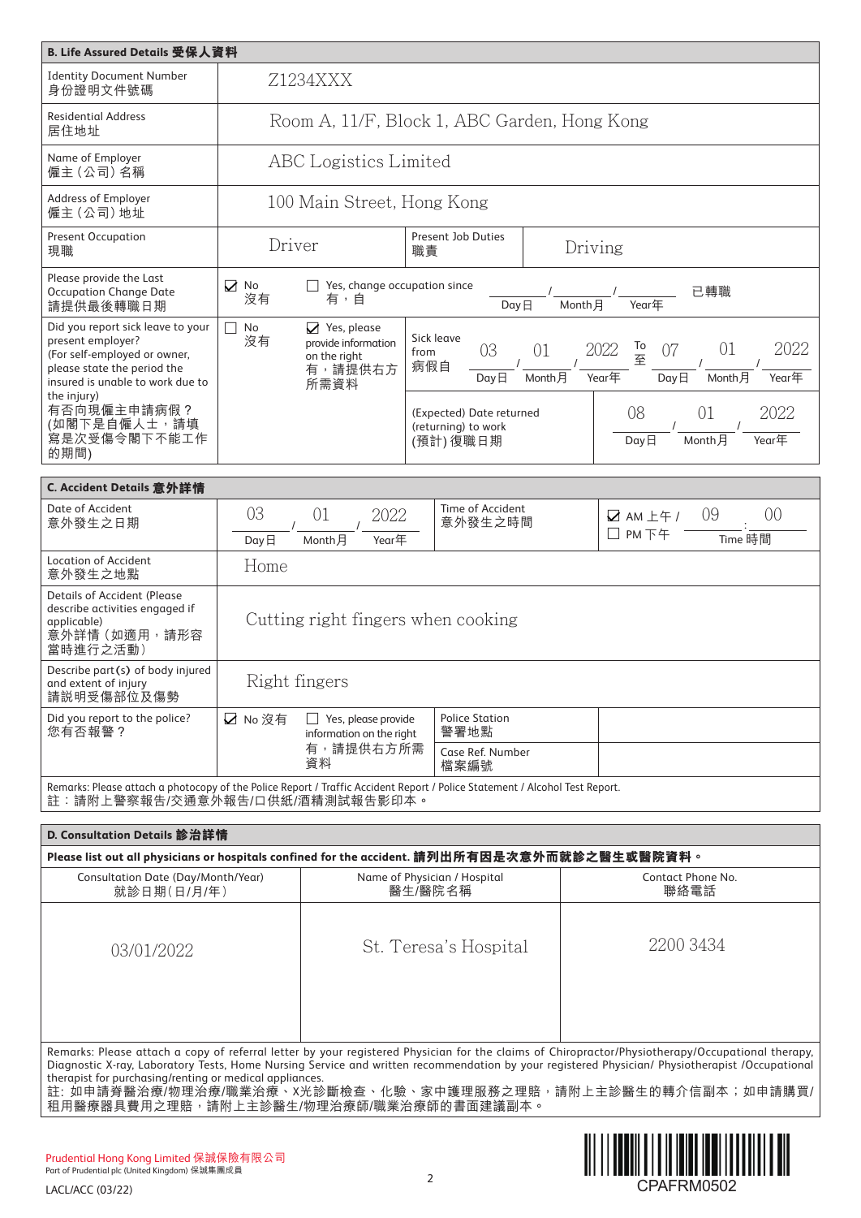## B. Life Assured Details 受保人資料

| Field | Details | | |
|---|---|---|---|
| Identity Document Number<br>身份證明文件號碼 | Z1234XXX | | |
| Residential Address<br>居住地址 | Room A, 11/F, Block 1, ABC Garden, Hong Kong | | |
| Name of Employer<br>僱主（公司）名稱 | ABC Logistics Limited | | |
| Address of Employer<br>僱主（公司）地址 | 100 Main Street, Hong Kong | | |
| Present Occupation<br>現職 | Driver | Present Job Duties<br>職責 | Driving |
| Please provide the Last Occupation Change Date<br>請提供最後轉職日期 | ☑ No 沒有 | ☐ Yes, change occupation since 有，自 ____ Day日 / ____ Month月 / ____ Year年 已轉職 | |
| Did you report sick leave to your present employer?<br>(For self-employed or owner, please state the period the insured is unable to work due to the injury)<br>有否向現僱主申請病假？<br>(如閣下是自僱人士，請填寫是次受傷令閣下不能工作的期間) | ☐ No 沒有<br>☑ Yes, please provide information on the right 有，請提供右方所需資料 | Sick leave from 病假自 03 Day日 / 01 Month月 / 2022 Year年 To 至 07 Day日 / 01 Month月 / 2022 Year年 | (Expected) Date returned (returning) to work (預計) 復職日期: 08 Day日 / 01 Month月 / 2022 Year年 |

## C. Accident Details 意外詳情

| Field | Details | | |
|---|---|---|---|
| Date of Accident<br>意外發生之日期 | 03 Day日 / 01 Month月 / 2022 Year年 | Time of Accident<br>意外發生之時間 | ☑ AM 上午 / ☐ PM 下午 09 : 00 Time 時間 |
| Location of Accident<br>意外發生之地點 | Home | | |
| Details of Accident (Please describe activities engaged if applicable)<br>意外詳情（如適用，請形容當時進行之活動） | Cutting right fingers when cooking | | |
| Describe part(s) of body injured and extent of injury<br>請說明受傷部位及傷勢 | Right fingers | | |
| Did you report to the police?<br>您有否報警？ | ☑ No 沒有<br>☐ Yes, please provide information on the right 有，請提供右方所需資料 | Police Station 警署地點 | |
| | | Case Ref. Number 檔案編號 | |

Remarks: Please attach a photocopy of the Police Report / Traffic Accident Report / Police Statement / Alcohol Test Report.
註：請附上警察報告/交通意外報告/口供紙/酒精測試報告影印本。

## D. Consultation Details 診治詳情

**Please list out all physicians or hospitals confined for the accident. 請列出所有因是次意外而就診之醫生或醫院資料。**

| Consultation Date (Day/Month/Year)<br>就診日期（日/月/年） | Name of Physician / Hospital<br>醫生/醫院名稱 | Contact Phone No.<br>聯絡電話 |
|---|---|---|
| 03/01/2022 | St. Teresa's Hospital | 2200 3434 |

Remarks: Please attach a copy of referral letter by your registered Physician for the claims of Chiropractor/Physiotherapy/Occupational therapy, Diagnostic X-ray, Laboratory Tests, Home Nursing Service and written recommendation by your registered Physician/ Physiotherapist /Occupational therapist for purchasing/renting or medical appliances.
註：如申請脊醫治療/物理治療/職業治療、X光診斷檢查、化驗、家中護理服務之理賠，請附上主診醫生的轉介信副本；如申請購買/租用醫療器具費用之理賠，請附上主診醫生/物理治療師/職業治療師的書面建議副本。

Prudential Hong Kong Limited 保誠保險有限公司
Part of Prudential plc (United Kingdom) 保誠集團成員

LACL/ACC (03/22)

CPAFRM0502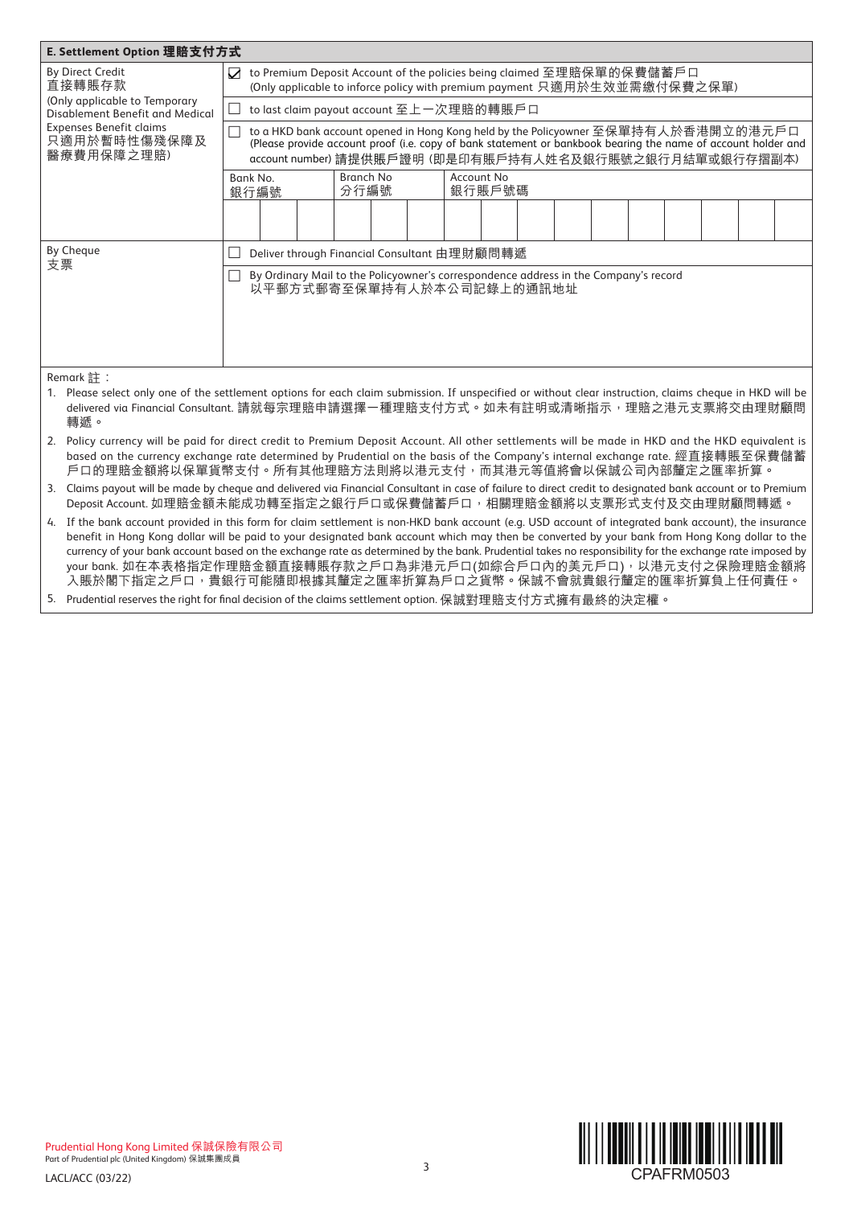## E. Settlement Option 理賠支付方式

<table>
<tr><td rowspan="3">By Direct Credit<br>直接轉賬存款<br>(Only applicable to Temporary Disablement Benefit and Medical Expenses Benefit claims<br>只適用於暫時性傷殘保障及醫療費用保障之理賠)</td><td>☑ to Premium Deposit Account of the policies being claimed 至理賠保單的保費儲蓄戶口<br>(Only applicable to inforce policy with premium payment 只適用於生效並需繳付保費之保單)</td></tr>
<tr><td>☐ to last claim payout account 至上一次理賠的轉賬戶口</td></tr>
<tr><td>☐ to a HKD bank account opened in Hong Kong held by the Policyowner 至保單持有人於香港開立的港元戶口<br>(Please provide account proof (i.e. copy of bank statement or bankbook bearing the name of account holder and account number) 請提供賬戶證明 (即是印有賬戶持有人姓名及銀行賬號之銀行月結單或銀行存摺副本)<br>Bank No. 銀行編號 | Branch No 分行編號 | Account No 銀行賬戶號碼</td></tr>
<tr><td rowspan="2">By Cheque<br>支票</td><td>☐ Deliver through Financial Consultant 由理財顧問轉遞</td></tr>
<tr><td>☐ By Ordinary Mail to the Policyowner's correspondence address in the Company's record<br>以平郵方式郵寄至保單持有人於本公司記錄上的通訊地址</td></tr>
</table>

Remark 註：

1. Please select only one of the settlement options for each claim submission. If unspecified or without clear instruction, claims cheque in HKD will be delivered via Financial Consultant. 請就每宗理賠申請選擇一種理賠支付方式。如未有註明或清晰指示，理賠之港元支票將交由理財顧問轉遞。
2. Policy currency will be paid for direct credit to Premium Deposit Account. All other settlements will be made in HKD and the HKD equivalent is based on the currency exchange rate determined by Prudential on the basis of the Company's internal exchange rate. 經直接轉賬至保費儲蓄戶口的理賠金額將以保單貨幣支付。所有其他理賠方法則將以港元支付，而其港元等值將會以保誠公司內部釐定之匯率折算。
3. Claims payout will be made by cheque and delivered via Financial Consultant in case of failure to direct credit to designated bank account or to Premium Deposit Account. 如理賠金額未能成功轉至指定之銀行戶口或保費儲蓄戶口，相關理賠金額將以支票形式支付及交由理財顧問轉遞。
4. If the bank account provided in this form for claim settlement is non-HKD bank account (e.g. USD account of integrated bank account), the insurance benefit in Hong Kong dollar will be paid to your designated bank account which may then be converted by your bank from Hong Kong dollar to the currency of your bank account based on the exchange rate as determined by the bank. Prudential takes no responsibility for the exchange rate imposed by your bank. 如在本表格指定作理賠金額直接轉賬存款之戶口為非港元戶口(如綜合戶口內的美元戶口)，以港元支付之保險理賠金額將入賬於閣下指定之戶口，貴銀行可能隨即根據其釐定之匯率折算為戶口之貨幣。保誠不會就貴銀行釐定的匯率折算負上任何責任。
5. Prudential reserves the right for final decision of the claims settlement option. 保誠對理賠支付方式擁有最終的決定權。

Prudential Hong Kong Limited 保誠保險有限公司
Part of Prudential plc (United Kingdom) 保誠集團成員

LACL/ACC (03/22)

CPAFRM0503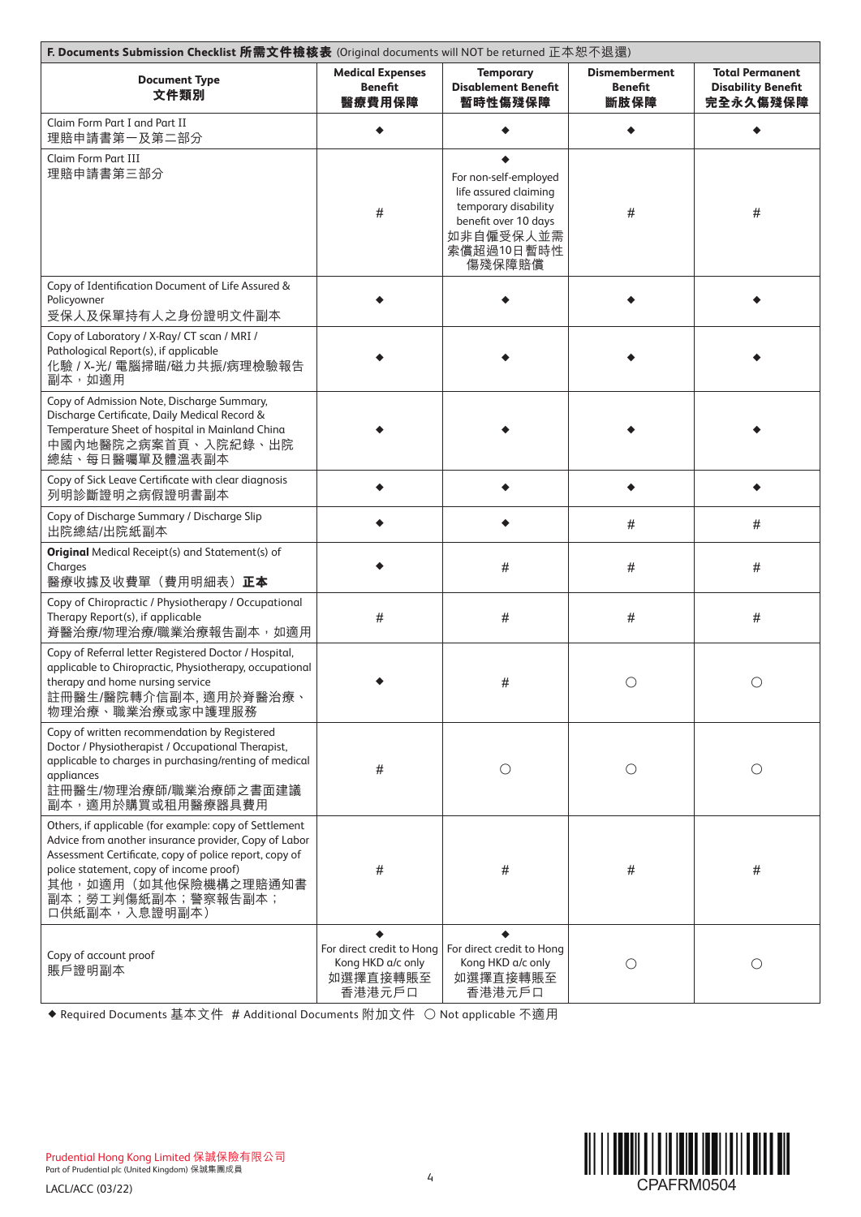## F. Documents Submission Checklist 所需文件檢核表 (Original documents will NOT be returned 正本恕不退還)

| Document Type 文件類別 | Medical Expenses Benefit 醫療費用保障 | Temporary Disablement Benefit 暫時性傷殘保障 | Dismemberment Benefit 斷肢保障 | Total Permanent Disability Benefit 完全永久傷殘保障 |
|---|---|---|---|---|
| Claim Form Part I and Part II 理賠申請書第一及第二部分 | ◆ | ◆ | ◆ | ◆ |
| Claim Form Part III 理賠申請書第三部分 | # | ◆ For non-self-employed life assured claiming temporary disability benefit over 10 days 如非自僱受保人並需索償超過10日暫時性傷殘保障賠償 | # | # |
| Copy of Identification Document of Life Assured & Policyowner 受保人及保單持有人之身份證明文件副本 | ◆ | ◆ | ◆ | ◆ |
| Copy of Laboratory / X-Ray/ CT scan / MRI / Pathological Report(s), if applicable 化驗 / X-光/ 電腦掃瞄/磁力共振/病理檢驗報告副本，如適用 | ◆ | ◆ | ◆ | ◆ |
| Copy of Admission Note, Discharge Summary, Discharge Certificate, Daily Medical Record & Temperature Sheet of hospital in Mainland China 中國內地醫院之病案首頁、入院紀錄、出院總結、每日醫囑單及體溫表副本 | ◆ | ◆ | ◆ | ◆ |
| Copy of Sick Leave Certificate with clear diagnosis 列明診斷證明之病假證明書副本 | ◆ | ◆ | ◆ | ◆ |
| Copy of Discharge Summary / Discharge Slip 出院總結/出院紙副本 | ◆ | ◆ | # | # |
| **Original** Medical Receipt(s) and Statement(s) of Charges 醫療收據及收費單（費用明細表）**正本** | ◆ | # | # | # |
| Copy of Chiropractic / Physiotherapy / Occupational Therapy Report(s), if applicable 脊醫治療/物理治療/職業治療報告副本，如適用 | # | # | # | # |
| Copy of Referral letter Registered Doctor / Hospital, applicable to Chiropractic, Physiotherapy, occupational therapy and home nursing service 註冊醫生/醫院轉介信副本, 適用於脊醫治療、物理治療、職業治療或家中護理服務 | ◆ | # | ○ | ○ |
| Copy of written recommendation by Registered Doctor / Physiotherapist / Occupational Therapist, applicable to charges in purchasing/renting of medical appliances 註冊醫生/物理治療師/職業治療師之書面建議副本，適用於購買或租用醫療器具費用 | # | ○ | ○ | ○ |
| Others, if applicable (for example: copy of Settlement Advice from another insurance provider, Copy of Labor Assessment Certificate, copy of police report, copy of police statement, copy of income proof) 其他，如適用（如其他保險機構之理賠通知書副本；勞工判傷紙副本；警察報告副本；口供紙副本，入息證明副本） | # | # | # | # |
| Copy of account proof 賬戶證明副本 | ◆ For direct credit to Hong Kong HKD a/c only 如選擇直接轉賬至香港港元戶口 | ◆ For direct credit to Hong Kong HKD a/c only 如選擇直接轉賬至香港港元戶口 | ○ | ○ |

◆ Required Documents 基本文件 # Additional Documents 附加文件 ○ Not applicable 不適用

Prudential Hong Kong Limited 保誠保險有限公司
Part of Prudential plc (United Kingdom) 保誠集團成員

LACL/ACC (03/22)

CPAFRM0504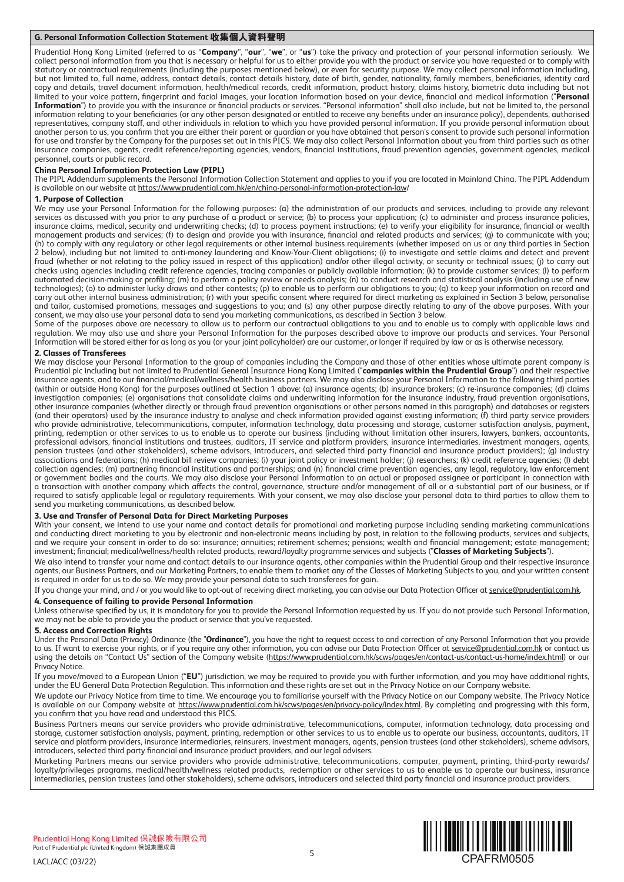## G. Personal Information Collection Statement 收集個人資料聲明

Prudential Hong Kong Limited (referred to as "**Company**", "**our**", "**we**", or "**us**") take the privacy and protection of your personal information seriously. We collect personal information from you that is necessary or helpful for us to either provide you with the product or service you have requested or to comply with statutory or contractual requirements (including the purposes mentioned below), or even for security purpose. We may collect personal information including, but not limited to, full name, address, contact details, contact details history, date of birth, gender, nationality, family members, beneficiaries, identity card copy and details, travel document information, health/medical records, credit information, product history, claims history, biometric data including but not limited to your voice pattern, fingerprint and facial images, your location information based on your device, financial and medical information ("**Personal Information**") to provide you with the insurance or financial products or services. "Personal information" shall also include, but not be limited to, the personal information relating to your beneficiaries (or any other person designated or entitled to receive any benefits under an insurance policy), dependents, authorised representatives, company staff, and other individuals in relation to which you have provided personal information. If you provide personal information about another person to us, you confirm that you are either their parent or guardian or you have obtained that person's consent to provide such personal information for use and transfer by the Company for the purposes set out in this PICS. We may also collect Personal Information about you from third parties such as other insurance companies, agents, credit reference/reporting agencies, vendors, financial institutions, fraud prevention agencies, government agencies, medical personnel, courts or public record.

### China Personal Information Protection Law (PIPL)

The PIPL Addendum supplements the Personal Information Collection Statement and applies to you if you are located in Mainland China. The PIPL Addendum is available on our website at https://www.prudential.com.hk/en/china-personal-information-protection-law/

### 1. Purpose of Collection

We may use your Personal Information for the following purposes: (a) the administration of our products and services, including to provide any relevant services as discussed with you prior to any purchase of a product or service; (b) to process your application; (c) to administer and process insurance policies, insurance claims, medical, security and underwriting checks; (d) to process payment instructions; (e) to verify your eligibility for insurance, financial or wealth management products and services; (f) to design and provide you with insurance, financial and related products and services; (g) to communicate with you; (h) to comply with any regulatory or other legal requirements or other internal business requirements (whether imposed on us or any third parties in Section 2 below), including but not limited to anti-money laundering and Know-Your-Client obligations; (i) to investigate and settle claims and detect and prevent fraud (whether or not relating to the policy issued in respect of this application) and/or other illegal activity, or security or technical issues; (j) to carry out checks using agencies including credit reference agencies, tracing companies or publicly available information; (k) to provide customer services; (l) to perform automated decision-making or profiling; (m) to perform a policy review or needs analysis; (n) to conduct research and statistical analysis (including use of new technologies); (o) to administer lucky draws and other contests; (p) to enable us to perform our obligations to you; (q) to keep your information on record and carry out other internal business administration; (r) with your specific consent where required for direct marketing as explained in Section 3 below, personalise and tailor, customised promotions, messages and suggestions to you; and (s) any other purpose directly relating to any of the above purposes. With your consent, we may also use your personal data to send you marketing communications, as described in Section 3 below.

Some of the purposes above are necessary to allow us to perform our contractual obligations to you and to enable us to comply with applicable laws and regulation. We may also use and share your Personal Information for the purposes described above to improve our products and services. Your Personal Information will be stored either for as long as you (or your joint policyholder) are our customer, or longer if required by law or as is otherwise necessary.

### 2. Classes of Transferees

We may disclose your Personal Information to the group of companies including the Company and those of other entities whose ultimate parent company is Prudential plc including but not limited to Prudential General Insurance Hong Kong Limited ("**companies within the Prudential Group**") and their respective insurance agents, and to our financial/medical/wellness/health business partners. We may also disclose your Personal Information to the following third parties (within or outside Hong Kong) for the purposes outlined at Section 1 above: (a) insurance agents; (b) insurance brokers; (c) re-insurance companies; (d) claims investigation companies; (e) organisations that consolidate claims and underwriting information for the insurance industry, fraud prevention organisations, other insurance companies (whether directly or through fraud prevention organisations or other persons named in this paragraph) and databases or registers (and their operators) used by the insurance industry to analyse and check information provided against existing information; (f) third party service providers who provide administrative, telecommunications, computer, information technology, data processing and storage, customer satisfaction analysis, payment, printing, redemption or other services to us to enable us to operate our business (including without limitation other insurers, lawyers, bankers, accountants, professional advisors, financial institutions and trustees, auditors, IT service and platform providers, insurance intermediaries, investment managers, agents, pension trustees (and other stakeholders), scheme advisors, introducers, and selected third party financial and insurance product providers); (g) industry associations and federations; (h) medical bill review companies; (i) your joint policy or investment holder; (j) researchers; (k) credit reference agencies; (l) debt collection agencies; (m) partnering financial institutions and partnerships; and (n) financial crime prevention agencies, any legal, regulatory, law enforcement or government bodies and the courts. We may also disclose your Personal Information to an actual or proposed assignee or participant in connection with a transaction with another company which affects the control, governance, structure and/or management of all or a substantial part of our business, or if required to satisfy applicable legal or regulatory requirements. With your consent, we may also disclose your personal data to third parties to allow them to send you marketing communications, as described below.

### 3. Use and Transfer of Personal Data for Direct Marketing Purposes

With your consent, we intend to use your name and contact details for promotional and marketing purpose including sending marketing communications and conducting direct marketing to you by electronic and non-electronic means including by post, in relation to the following products, services and subjects, and we require your consent in order to do so: insurance; annuities; retirement schemes; pensions; wealth and financial management; estate management; investment; financial; medical/wellness/health related products, reward/loyalty programme services and subjects ("**Classes of Marketing Subjects**").

We also intend to transfer your name and contact details to our insurance agents, other companies within the Prudential Group and their respective insurance agents, our Business Partners, and our Marketing Partners, to enable them to market any of the Classes of Marketing Subjects to you, and your written consent is required in order for us to do so. We may provide your personal data to such transferees for gain.

If you change your mind, and / or you would like to opt-out of receiving direct marketing, you can advise our Data Protection Officer at service@prudential.com.hk.

### 4. Consequence of failing to provide Personal Information

Unless otherwise specified by us, it is mandatory for you to provide the Personal Information requested by us. If you do not provide such Personal Information, we may not be able to provide you the product or service that you've requested.

### 5. Access and Correction Rights

Under the Personal Data (Privacy) Ordinance (the "**Ordinance**"), you have the right to request access to and correction of any Personal Information that you provide to us. If want to exercise your rights, or if you require any other information, you can advise our Data Protection Officer at service@prudential.com.hk or contact us using the details on "Contact Us" section of the Company website (https://www.prudential.com.hk/scws/pages/en/contact-us/contact-us-home/index.html) or our Privacy Notice.

If you move/moved to a European Union ("**EU**") jurisdiction, we may be required to provide you with further information, and you may have additional rights, under the EU General Data Protection Regulation. This information and these rights are set out in the Privacy Notice on our Company website.

We update our Privacy Notice from time to time. We encourage you to familiarise yourself with the Privacy Notice on our Company website. The Privacy Notice is available on our Company website at https://www.prudential.com.hk/scws/pages/en/privacy-policy/index.html. By completing and progressing with this form, you confirm that you have read and understood this PICS.

Business Partners means our service providers who provide administrative, telecommunications, computer, information technology, data processing and storage, customer satisfaction analysis, payment, printing, redemption or other services to us to enable us to operate our business, accountants, auditors, IT service and platform providers, insurance intermediaries, reinsurers, investment managers, agents, pension trustees (and other stakeholders), scheme advisors, introducers, selected third party financial and insurance product providers, and our legal advisers.

Marketing Partners means our service providers who provide administrative, telecommunications, computer, payment, printing, third-party rewards/ loyalty/privileges programs, medical/health/wellness related products, redemption or other services to us to enable us to operate our business, insurance intermediaries, pension trustees (and other stakeholders), scheme advisors, introducers and selected third party financial and insurance product providers.

Prudential Hong Kong Limited 保誠保險有限公司
Part of Prudential plc (United Kingdom) 保誠集團成員

LACL/ACC (03/22)

CPAFRM0505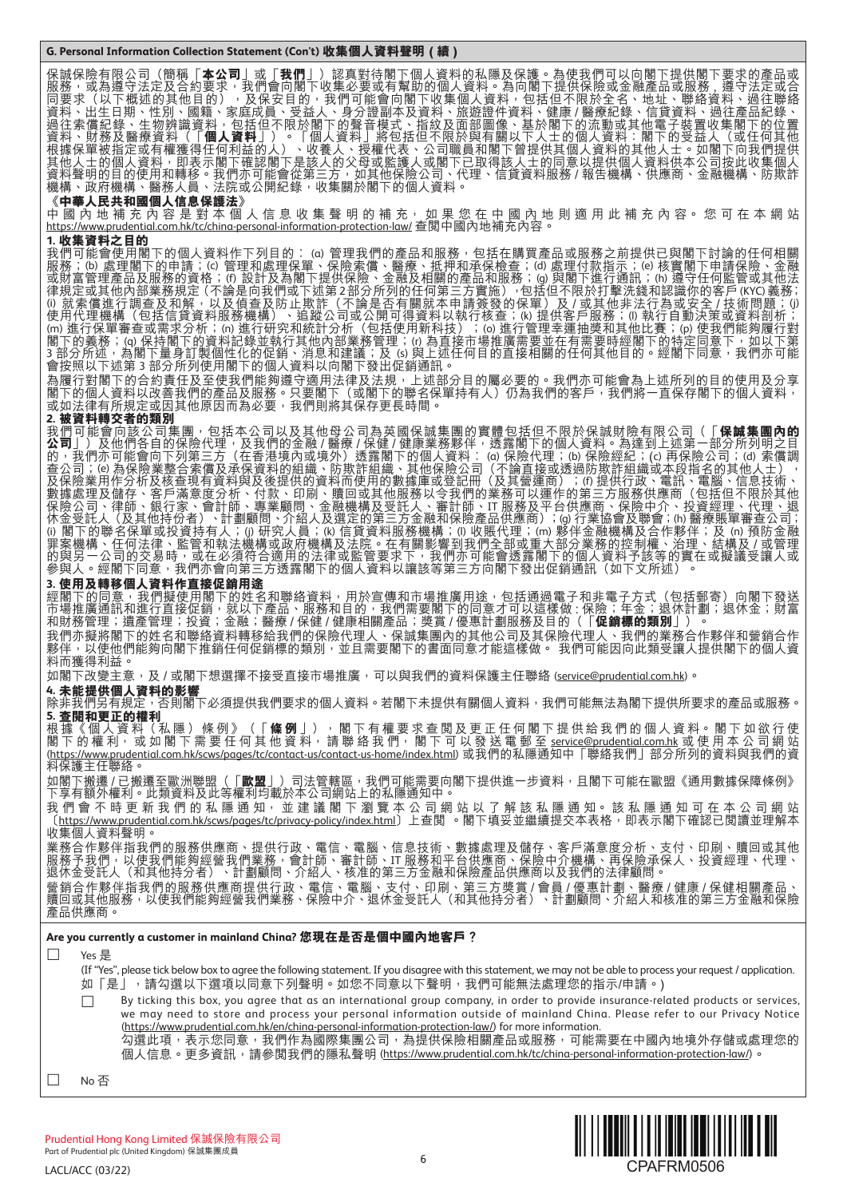## G. Personal Information Collection Statement (Con't) 收集個人資料聲明（續）

保誠保險有限公司（簡稱「**本公司**」或「**我們**」）認真對待閣下個人資料的私隱及保護。為使我們可以向閣下提供閣下要求的產品或服務，或為遵守法定及合約要求，我們會向閣下收集必要或有幫助的個人資料。為向閣下提供保險或金融產品或服務，遵守法定或合同要求（以下概述的其他目的），及保安目的，我們可能會向閣下收集個人資料，包括但不限於全名、地址、聯絡資料、過往聯絡資料、出生日期、性別、國籍、家庭成員、受益人、身分證副本及資料、旅遊證件資料、健康 / 醫療紀錄、信貸資料、過往產品紀錄、過往索償紀錄、生物辨識資料，包括但不限於閣下的聲音模式、指紋及面部圖像、基於閣下的流動或其他電子裝置收集閣下的位置資料、財務及醫療資料（「**個人資料**」）。「個人資料」將包括但不限於與有關以下人士的個人資料：閣下的受益人（或任何其他根據保單被指定或有權獲得任何利益的人）、收養人、授權代表、公司職員和閣下曾提供其個人資料的其他人士。如閣下向我們提供其他人士的個人資料，即表示閣下確認閣下是該人的父母或監護人或閣下已取得該人士的同意以提供個人資料供本公司按此收集個人資料聲明的目的使用和轉移。我們亦可能會從第三方，如其他保險公司、代理、信貸資料服務 / 報告機構、供應商、金融機構、防欺詐機構、政府機構、醫務人員、法院或公開紀錄，收集關於閣下的個人資料。

**《中華人民共和國個人信息保護法》**

中國內地補充內容是對本個人信息收集聲明的補充，如果您在中國內地則適用此補充內容。您可在本網站 https://www.prudential.com.hk/tc/china-personal-information-protection-law/ 查閱中國內地補充內容。

**1. 收集資料之目的**

我們可能會使用閣下的個人資料作下列目的：(a) 管理我們的產品和服務，包括在購買產品或服務之前提供已與閣下討論的任何相關服務；(b) 處理閣下的申請；(c) 管理和處理保單、保險索償、醫療、抵押和承保檢查；(d) 處理付款指示；(e) 核實閣下申請保險、金融或財富管理產品及服務的資格；(f) 設計及為閣下提供保險、金融及相關的產品和服務；(g) 與閣下進行通訊；(h) 遵守任何監管或其他法律規定或其他內部業務規定（不論是向我們或下述第 2 部分所列的任何第三方實施），包括但不限於打擊洗錢和認識你的客戶 (KYC) 義務；(i) 就索償進行調查及和解，以及偵查及防止欺詐（不論是否有關就本申請簽發的保單）及 / 或其他非法行為或安全 / 技術問題；(j) 使用代理機構（包括信貸資料服務機構）、追蹤公司或公開可得資料以執行核查；(k) 提供客戶服務；(l) 執行自動決策或資料剖析；(m) 進行保單審查或需求分析；(n) 進行研究和統計分析（包括使用新科技）；(o) 進行管理幸運抽獎和其他比賽；(p) 使我們能夠履行對閣下的義務；(q) 保持閣下的資料記錄並執行其他內部業務管理；(r) 為直接市場推廣需要並在有需要時經閣下的特定同意下，如以下第 3 部分所述，為閣下量身訂製個性化的促銷、消息和建議；及 (s) 與上述任何目的直接相關的任何其他目的。經閣下同意，我們亦可能會按照以下述第 3 部分所列使用閣下的個人資料以向閣下發出促銷通訊。

為履行對閣下的合約責任及至使我們能夠遵守適用法律及法規，上述部分目的屬必要的。我們亦可能會為上述所列的目的使用及分享閣下的個人資料以改善我們的產品及服務。只要閣下（或閣下的聯名保單持有人）仍為我們的客戶，我們將一直保存閣下的個人資料，或如法律有所規定或因其他原因而為必要，我們則將其保存更長時間。

**2. 被資料轉交者的類別**

我們可能會向該公司集團，包括本公司以及其他母公司為英國保誠集團的實體包括但不限於保誠財險有限公司（「**保誠集團內的公司**」）及他們各自的保險代理，及我們的金融 / 醫療 / 保健 / 健康業務夥伴，透露閣下的個人資料。為達到上述第一部分所列明之目的，我們亦可能會向下列第三方（在香港境內或境外）透露閣下的個人資料：(a) 保險代理；(b) 保險經紀；(c) 再保險公司；(d) 索償調查公司；(e) 為保險業整合索償及承保資料的組織、防欺詐組織、其他保險公司（不論直接或透過防欺詐組織或本段指名的其他人士），及保險業用作分析及核查現有資料與及後提供的資料而使用的數據庫或登記冊（及其營運商）；(f) 提供行政、電訊、電腦、信息技術、數據處理及儲存、客戶滿意度分析、付款、印刷、贖回或其他服務以令我們的業務可以運作的第三方服務供應商（包括但不限於其他保險公司、律師、銀行家、會計師、專業顧問、金融機構及受託人、審計師、IT 服務及平台供應商、保險中介、投資經理、代理、退休金受託人（及其他持份者）、計劃顧問、介紹人及選定的第三方金融和保險產品供應商）；(g) 行業協會及聯會；(h) 醫療賬單審查公司；(i) 閣下的聯名保單或投資持有人；(j) 研究人員；(k) 信貸資料服務機構；(l) 收賬代理；(m) 夥伴金融機構及合作夥伴；及 (n) 預防金融罪案機構、任何法律、監管和執法機構或政府機構及法院。在有關影響到我們全部或重大部分業務的控制權、治理、結構及 / 或管理的與另一公司的交易時，或在必須符合適用的法律或監管要求下，我們亦可能會透露閣下的個人資料予該等的實在或擬議受讓人或參與人。經閣下同意，我們亦會向第三方透露閣下的個人資料以讓該等第三方向閣下發出促銷通訊（如下文所述）。

**3. 使用及轉移個人資料作直接促銷用途**

經閣下的同意，我們擬使用閣下的姓名和聯絡資料，用於宣傳和市場推廣用途，包括通過電子和非電子方式（包括郵寄）向閣下發送市場推廣通訊和進行直接促銷，就以下產品、服務和目的，我們需要閣下的同意才可以這樣做：保險；年金；退休金；財富和財務管理；遺產管理；投資；金融；醫療 / 保健 / 健康相關產品；獎賞 / 優惠計劃服務及目的（「**促銷標的類別**」）。

我們亦擬將閣下的姓名和聯絡資料轉移給我們的保險代理人、保誠集團內的其他公司及其保險代理人、我們的業務合作夥伴和營銷合作夥伴，以使他們能夠向閣下推銷任何促銷標的類別，並且需要閣下的書面同意才能這樣做。我們可能因向此類受讓人提供閣下的個人資料而獲得利益。

如閣下改變主意，及 / 或閣下想選擇不接受直接市場推廣，可以與我們的資料保護主任聯絡 (service@prudential.com.hk)。

**4. 未能提供個人資料的影響**

除非我們另有規定，否則閣下必須提供我們要求的個人資料。若閣下未提供有關個人資料，我們可能無法為閣下提供所要求的產品或服務。

**5. 查閱和更正的權利**

根據《個人資料（私隱）條例》（「**條例**」），閣下有權要求查閱及更正任何閣下提供給我們的個人資料。閣下如欲行使閣下的權利，或如閣下需要任何其他資料，請聯絡我們，閣下可以發送電郵至 service@prudential.com.hk 或使用本公司網站 (https://www.prudential.com.hk/scws/pages/tc/contact-us/contact-us-home/index.html) 或我們的私隱通知中「聯絡我們」部分所列的資料與我們的資料保護主任聯絡。

如閣下搬遷 / 已搬遷至歐洲聯盟（「**歐盟**」）司法管轄區，我們可能需要向閣下提供進一步資料，且閣下可能在歐盟《通用數據保障條例》下享有額外權利。此類資料及此等權利均載於本公司網站上的私隱通知中。

我們會不時更新我們的私隱通知，並建議閣下瀏覽本公司網站以了解私隱通知。該私隱通知可在本公司網站〔https://www.prudential.com.hk/scws/pages/tc/privacy-policy/index.html〕上查閱。閣下填妥並繼續提交本表格，即表示閣下確認已閱讀並理解本收集個人資料聲明。

業務合作夥伴指我們的服務供應商、提供行政、電信、電腦、信息技術、數據處理及儲存、客戶滿意度分析、支付、印刷、贖回或其他服務予我們，以使我們能夠經營我們業務，會計師、審計師、IT 服務和平台供應商、保險中介機構、再保險承保人、投資經理、代理、退休金受託人（和其他持分者）、計劃顧問、介紹人、核准的第三方金融和保險產品供應商以及我們的法律顧問。

營銷合作夥伴指我們的服務供應商提供行政、電信、電腦、支付、印刷、第三方獎賞 / 會員 / 優惠計劃、醫療 / 健康 / 保健相關產品、贖回或其他服務，以使我們能夠經營我們業務、保險中介、退休金受託人（和其他持分者）、計劃顧問、介紹人和核准的第三方金融和保險產品供應商。

**Are you currently a customer in mainland China? 您現在是否是個中國內地客戶？**

☐ Yes 是

(If "Yes", please tick below box to agree the following statement. If you disagree with this statement, we may not be able to process your request / application. 如「是」，請勾選以下選項以同意下列聲明。如您不同意以下聲明，我們可能無法處理您的指示/申請。)

☐ By ticking this box, you agree that as an international group company, in order to provide insurance-related products or services, we may need to store and process your personal information outside of mainland China. Please refer to our Privacy Notice (https://www.prudential.com.hk/en/china-personal-information-protection-law/) for more information.
勾選此項，表示您同意，我們作為國際集團公司，為提供保險相關產品或服務，可能需要在中國內地境外存儲或處理您的個人信息。更多資訊，請參閱我們的隱私聲明 (https://www.prudential.com.hk/tc/china-personal-information-protection-law/)。

☐ No 否

Prudential Hong Kong Limited 保誠保險有限公司
Part of Prudential plc (United Kingdom) 保誠集團成員

LACL/ACC (03/22)

CPAFRM0506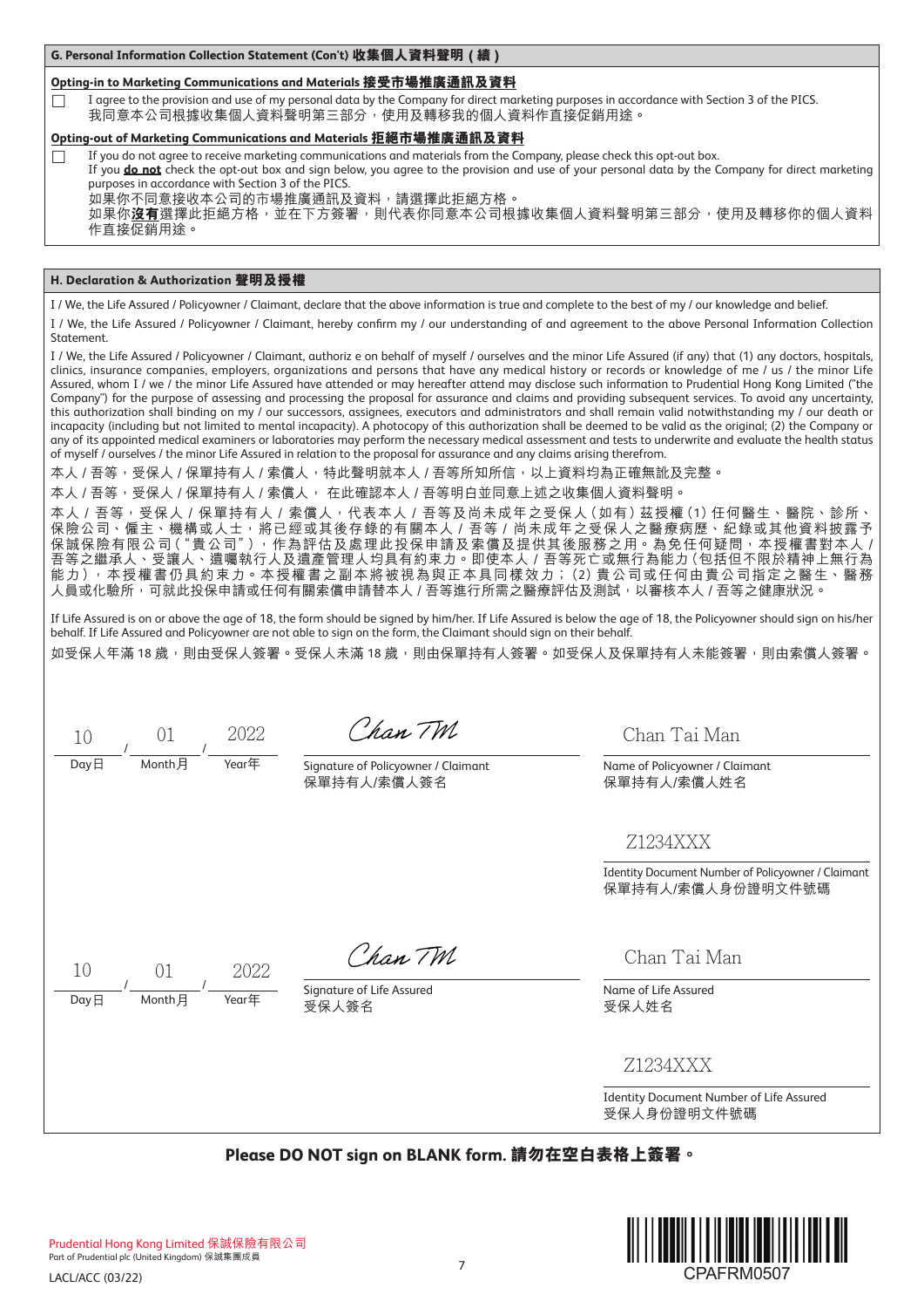## G. Personal Information Collection Statement (Con't) 收集個人資料聲明（續）

**Opting-in to Marketing Communications and Materials 接受市場推廣通訊及資料**

☐ I agree to the provision and use of my personal data by the Company for direct marketing purposes in accordance with Section 3 of the PICS.
我同意本公司根據收集個人資料聲明第三部分，使用及轉移我的個人資料作直接促銷用途。

**Opting-out of Marketing Communications and Materials 拒絕市場推廣通訊及資料**

☐ If you do not agree to receive marketing communications and materials from the Company, please check this opt-out box.
If you **do not** check the opt-out box and sign below, you agree to the provision and use of your personal data by the Company for direct marketing purposes in accordance with Section 3 of the PICS.
如果你不同意接收本公司的市場推廣通訊及資料，請選擇此拒絕方格。
如果你**沒有**選擇此拒絕方格，並在下方簽署，則代表你同意本公司根據收集個人資料聲明第三部分，使用及轉移你的個人資料作直接促銷用途。

## H. Declaration & Authorization 聲明及授權

I / We, the Life Assured / Policyowner / Claimant, declare that the above information is true and complete to the best of my / our knowledge and belief.

I / We, the Life Assured / Policyowner / Claimant, hereby confirm my / our understanding of and agreement to the above Personal Information Collection Statement.

I / We, the Life Assured / Policyowner / Claimant, authoriz e on behalf of myself / ourselves and the minor Life Assured (if any) that (1) any doctors, hospitals, clinics, insurance companies, employers, organizations and persons that have any medical history or records or knowledge of me / us / the minor Life Assured, whom I / we / the minor Life Assured have attended or may hereafter attend may disclose such information to Prudential Hong Kong Limited ("the Company") for the purpose of assessing and processing the proposal for assurance and claims and providing subsequent services. To avoid any uncertainty, this authorization shall binding on my / our successors, assignees, executors and administrators and shall remain valid notwithstanding my / our death or incapacity (including but not limited to mental incapacity). A photocopy of this authorization shall be deemed to be valid as the original; (2) the Company or any of its appointed medical examiners or laboratories may perform the necessary medical assessment and tests to underwrite and evaluate the health status of myself / ourselves / the minor Life Assured in relation to the proposal for assurance and any claims arising therefrom.

本人 / 吾等，受保人 / 保單持有人 / 索償人，特此聲明就本人 / 吾等所知所信，以上資料均為正確無訛及完整。

本人 / 吾等，受保人 / 保單持有人 / 索償人， 在此確認本人 / 吾等明白並同意上述之收集個人資料聲明。

本人 / 吾等，受保人 / 保單持有人 / 索償人，代表本人 / 吾等及尚未成年之受保人（如有）茲授權 (1) 任何醫生、醫院、診所、保險公司、僱主、機構或人士，將已經或其後存錄的有關本人 / 吾等 / 尚未成年之受保人之醫療病歷、紀錄或其他資料披露予保誠保險有限公司（"貴公司"），作為評估及處理此投保申請及索償及提供其後服務之用。為免任何疑問，本授權書對本人 / 吾等之繼承人、受讓人、遺囑執行人及遺產管理人均具有約束力。即使本人 / 吾等死亡或無行為能力（包括但不限於精神上無行為能力），本授權書仍具約束力。本授權書之副本將被視為與正本具同樣效力；(2) 貴公司或任何由貴公司指定之醫生、醫務人員或化驗所，可就此投保申請或任何有關索償申請替本人 / 吾等進行所需之醫療評估及測試，以審核本人 / 吾等之健康狀況。

If Life Assured is on or above the age of 18, the form should be signed by him/her. If Life Assured is below the age of 18, the Policyowner should sign on his/her behalf. If Life Assured and Policyowner are not able to sign on the form, the Claimant should sign on their behalf.

如受保人年滿 18 歲，則由受保人簽署。受保人未滿 18 歲，則由保單持有人簽署。如受保人及保單持有人未能簽署，則由索償人簽署。

10 / 01 / 2022
Day日 / Month月 / Year年

Chan TM
Signature of Policyowner / Claimant
保單持有人/索償人簽名

Chan Tai Man
Name of Policyowner / Claimant
保單持有人/索償人姓名

Z1234XXX
Identity Document Number of Policyowner / Claimant
保單持有人/索償人身份證明文件號碼

10 / 01 / 2022
Day日 / Month月 / Year年

Chan TM
Signature of Life Assured
受保人簽名

Chan Tai Man
Name of Life Assured
受保人姓名

Z1234XXX
Identity Document Number of Life Assured
受保人身份證明文件號碼

**Please DO NOT sign on BLANK form. 請勿在空白表格上簽署。**

Prudential Hong Kong Limited 保誠保險有限公司
Part of Prudential plc (United Kingdom) 保誠集團成員

LACL/ACC (03/22)

CPAFRM0507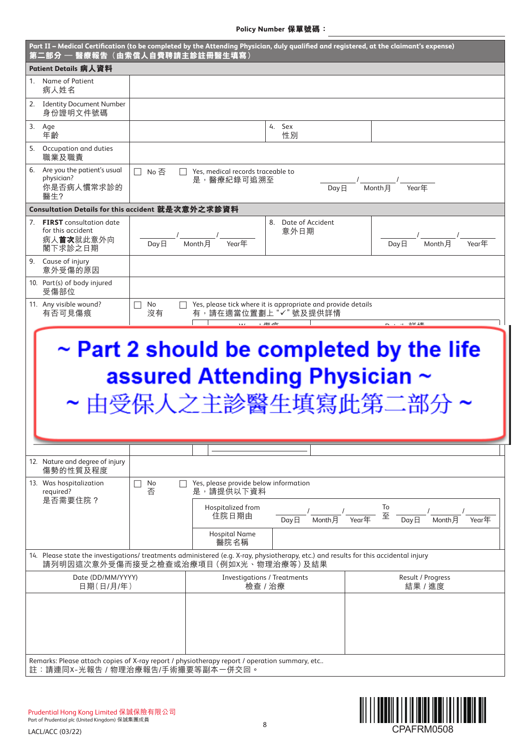Policy Number 保單號碼：

## Part II – Medical Certification (to be completed by the Attending Physician, duly qualified and registered, at the claimant's expense)
## 第二部分 — 醫療報告（由索償人自費聘請主診註冊醫生填寫）

### Patient Details 病人資料

| | | | |
|---|---|---|---|
| 1. Name of Patient 病人姓名 | | | |
| 2. Identity Document Number 身份證明文件號碼 | | | |
| 3. Age 年齡 | | 4. Sex 性別 | |
| 5. Occupation and duties 職業及職責 | | | |
| 6. Are you the patient's usual physician? 你是否病人慣常求診的醫生? | ☐ No 否 ☐ Yes, medical records traceable to 是，醫療紀錄可追溯至 ____/____/____ Day日 Month月 Year年 | | |

### Consultation Details for this accident 就是次意外之求診資料

| | | | |
|---|---|---|---|
| 7. **FIRST** consultation date for this accident 病人**首次**就此意外向閣下求診之日期 | ____/____/____ Day日 Month月 Year年 | 8. Date of Accident 意外日期 | ____/____/____ Day日 Month月 Year年 |
| 9. Cause of injury 意外受傷的原因 | | | |
| 10. Part(s) of body injured 受傷部位 | | | |
| 11. Any visible wound? 有否可見傷痕 | ☐ No 沒有 ☐ Yes, please tick where it is appropriate and provide details 有，請在適當位置劃上 "✓" 號及提供詳情 | | |

**~ Part 2 should be completed by the life assured Attending Physician ~**

**~ 由受保人之主診醫生填寫此第二部分 ~**

| | | | |
|---|---|---|---|
| 12. Nature and degree of injury 傷勢的性質及程度 | | | |
| 13. Was hospitalization required? 是否需要住院？ | ☐ No 否 ☐ Yes, please provide below information 是，請提供以下資料 | | |
| | Hospitalized from 住院日期由 | ____/____/____ Day日 Month月 Year年 To 至 ____/____/____ Day日 Month月 Year年 | |
| | Hospital Name 醫院名稱 | | |

14. Please state the investigations/ treatments administered (e.g. X-ray, physiotherapy, etc.) and results for this accidental injury
請列明因這次意外受傷而接受之檢查或治療項目（例如X光、物理治療等）及結果

| Date (DD/MM/YYYY) 日期（日/月/年） | Investigations / Treatments 檢查 / 治療 | Result / Progress 結果 / 進度 |
|---|---|---|
| | | |

Remarks: Please attach copies of X-ray report / physiotherapy report / operation summary, etc..
註：請連同X-光報告 / 物理治療報告/手術撮要等副本一併交回。

Prudential Hong Kong Limited 保誠保險有限公司
Part of Prudential plc (United Kingdom) 保誠集團成員

LACL/ACC (03/22)

CPAFRM0508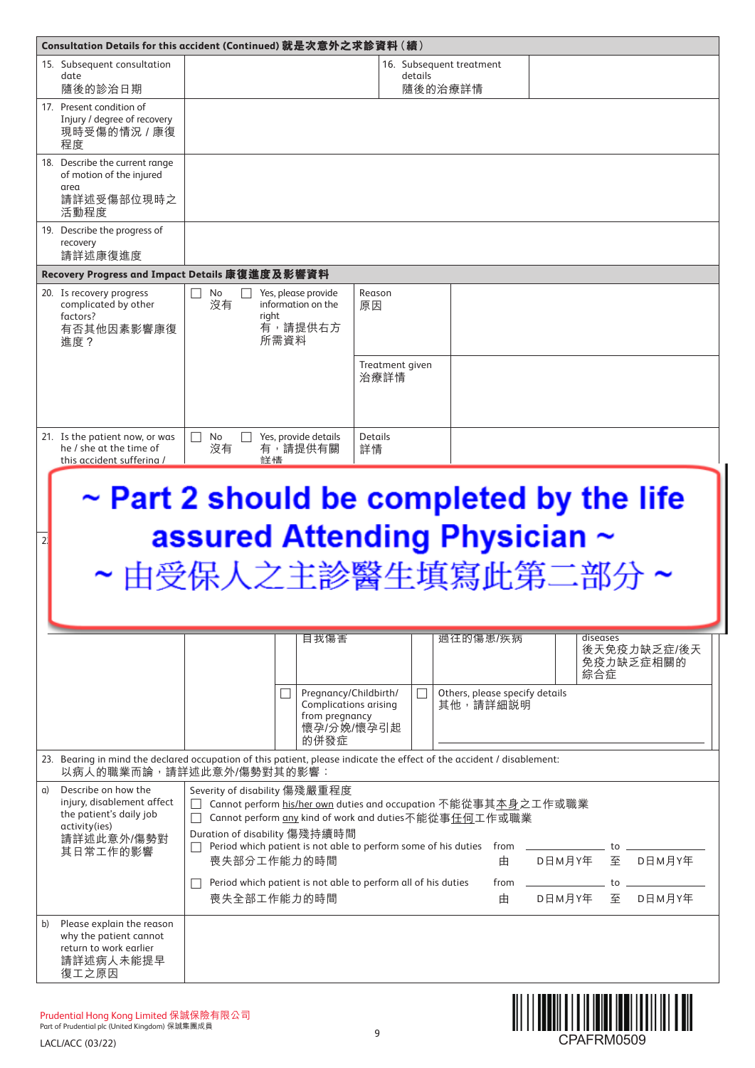## Consultation Details for this accident (Continued) 就是次意外之求診資料（續）

| | | | |
|---|---|---|---|
| 15. Subsequent consultation date 隨後的診治日期 | | 16. Subsequent treatment details 隨後的治療詳情 | |
| 17. Present condition of Injury / degree of recovery 現時受傷的情況 / 康復程度 | | | |
| 18. Describe the current range of motion of the injured area 請詳述受傷部位現時之活動程度 | | | |
| 19. Describe the progress of recovery 請詳述康復進度 | | | |

## Recovery Progress and Impact Details 康復進度及影響資料

| | | | | |
|---|---|---|---|---|
| 20. Is recovery progress complicated by other factors? 有否其他因素影響康復進度？ | ☐ No 沒有 | ☐ Yes, please provide information on the right 有，請提供右方所需資料 | Reason 原因 | |
| | | | Treatment given 治療詳情 | |
| 21. Is the patient now, or was he / she at the time of this accident suffering / | ☐ No 沒有 | ☐ Yes, provide details 有，請提供有關詳情 | Details 詳情 | |

~ Part 2 should be completed by the life assured Attending Physician ~

~ 由受保人之主診醫生填寫此第二部分 ~

| | | | |
|---|---|---|---|
| 自我傷害 | 過往的傷患/疾病 | | diseases 後天免疫力缺乏症/後天免疫力缺乏症相關的綜合症 |
| ☐ Pregnancy/Childbirth/ Complications arising from pregnancy 懷孕/分娩/懷孕引起的併發症 | ☐ Others, please specify details 其他，請詳細說明 | | |

23. Bearing in mind the declared occupation of this patient, please indicate the effect of the accident / disablement:
以病人的職業而論，請詳述此意外/傷勢對其的影響：

| | |
|---|---|
| a) Describe on how the injury, disablement affect the patient's daily job activity(ies) 請詳述此意外/傷勢對其日常工作的影響 | Severity of disability 傷殘嚴重程度<br>☐ Cannot perform his/her own duties and occupation 不能從事其本身之工作或職業<br>☐ Cannot perform any kind of work and duties 不能從事任何工作或職業<br>Duration of disability 傷殘持續時間<br>☐ Period which patient is not able to perform some of his duties 喪失部分工作能力的時間 from 由 ________ D日M月Y年 to 至 ________ D日M月Y年<br>☐ Period which patient is not able to perform all of his duties 喪失全部工作能力的時間 from 由 ________ D日M月Y年 to 至 ________ D日M月Y年 |
| b) Please explain the reason why the patient cannot return to work earlier 請詳述病人未能提早復工之原因 | |

Prudential Hong Kong Limited 保誠保險有限公司
Part of Prudential plc (United Kingdom) 保誠集團成員

LACL/ACC (03/22)

CPAFRM0509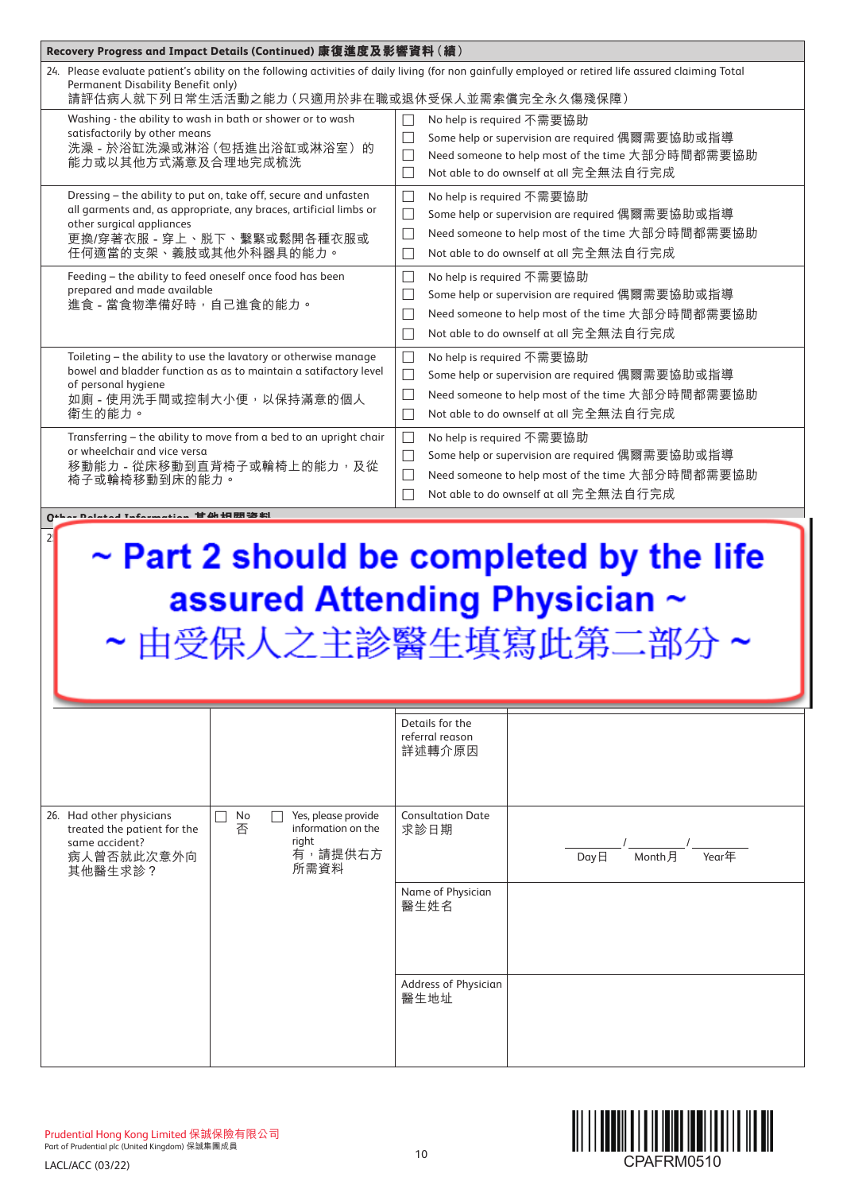**Recovery Progress and Impact Details (Continued) 康復進度及影響資料（續）**

24. Please evaluate patient's ability on the following activities of daily living (for non gainfully employed or retired life assured claiming Total Permanent Disability Benefit only)
請評估病人就下列日常生活活動之能力（只適用於非在職或退休受保人並需索償完全永久傷殘保障）

| Activity | Assessment |
|---|---|
| Washing - the ability to wash in bath or shower or to wash satisfactorily by other means<br>洗澡 - 於浴缸洗澡或淋浴（包括進出浴缸或淋浴室）的能力或以其他方式滿意及合理地完成梳洗 | ☐ No help is required 不需要協助<br>☐ Some help or supervision are required 偶爾需要協助或指導<br>☐ Need someone to help most of the time 大部分時間都需要協助<br>☐ Not able to do ownself at all 完全無法自行完成 |
| Dressing – the ability to put on, take off, secure and unfasten all garments and, as appropriate, any braces, artificial limbs or other surgical appliances<br>更換/穿著衣服 - 穿上、脫下、繫緊或鬆開各種衣服或任何適當的支架、義肢或其他外科器具的能力。 | ☐ No help is required 不需要協助<br>☐ Some help or supervision are required 偶爾需要協助或指導<br>☐ Need someone to help most of the time 大部分時間都需要協助<br>☐ Not able to do ownself at all 完全無法自行完成 |
| Feeding – the ability to feed oneself once food has been prepared and made available<br>進食 - 當食物準備好時，自己進食的能力。 | ☐ No help is required 不需要協助<br>☐ Some help or supervision are required 偶爾需要協助或指導<br>☐ Need someone to help most of the time 大部分時間都需要協助<br>☐ Not able to do ownself at all 完全無法自行完成 |
| Toileting – the ability to use the lavatory or otherwise manage bowel and bladder function as as to maintain a satisfactory level of personal hygiene<br>如廁 - 使用洗手間或控制大小便，以保持滿意的個人衛生的能力。 | ☐ No help is required 不需要協助<br>☐ Some help or supervision are required 偶爾需要協助或指導<br>☐ Need someone to help most of the time 大部分時間都需要協助<br>☐ Not able to do ownself at all 完全無法自行完成 |
| Transferring – the ability to move from a bed to an upright chair or wheelchair and vice versa<br>移動能力 - 從床移動到直背椅子或輪椅上的能力，及從椅子或輪椅移動到床的能力。 | ☐ No help is required 不需要協助<br>☐ Some help or supervision are required 偶爾需要協助或指導<br>☐ Need someone to help most of the time 大部分時間都需要協助<br>☐ Not able to do ownself at all 完全無法自行完成 |

**Other Related Information 其他相關資料**

**~ Part 2 should be completed by the life assured Attending Physician ~**

**~ 由受保人之主診醫生填寫此第二部分 ~**

| | | | |
|---|---|---|---|
| | | Details for the referral reason<br>詳述轉介原因 | |
| 26. Had other physicians treated the patient for the same accident?<br>病人曾否就此次意外向其他醫生求診？ | ☐ No 否<br>☐ Yes, please provide information on the right 有，請提供右方所需資料 | Consultation Date<br>求診日期 | ____/____/____<br>Day日 Month月 Year年 |
| | | Name of Physician<br>醫生姓名 | |
| | | Address of Physician<br>醫生地址 | |

Prudential Hong Kong Limited 保誠保險有限公司
Part of Prudential plc (United Kingdom) 保誠集團成員

LACL/ACC (03/22)

CPAFRM0510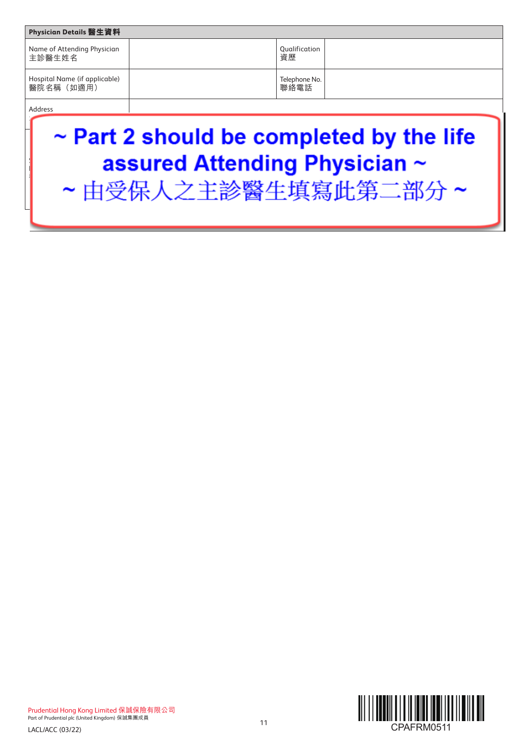| Physician Details 醫生資料 | | | |
|---|---|---|---|
| Name of Attending Physician<br>主診醫生姓名 | | Qualification<br>資歷 | |
| Hospital Name (if applicable)<br>醫院名稱（如適用） | | Telephone No.<br>聯絡電話 | |
| Address | | | |

**~ Part 2 should be completed by the life assured Attending Physician ~**

**~ 由受保人之主診醫生填寫此第二部分 ~**

Prudential Hong Kong Limited 保誠保險有限公司
Part of Prudential plc (United Kingdom) 保誠集團成員

LACL/ACC (03/22)

CPAFRM0511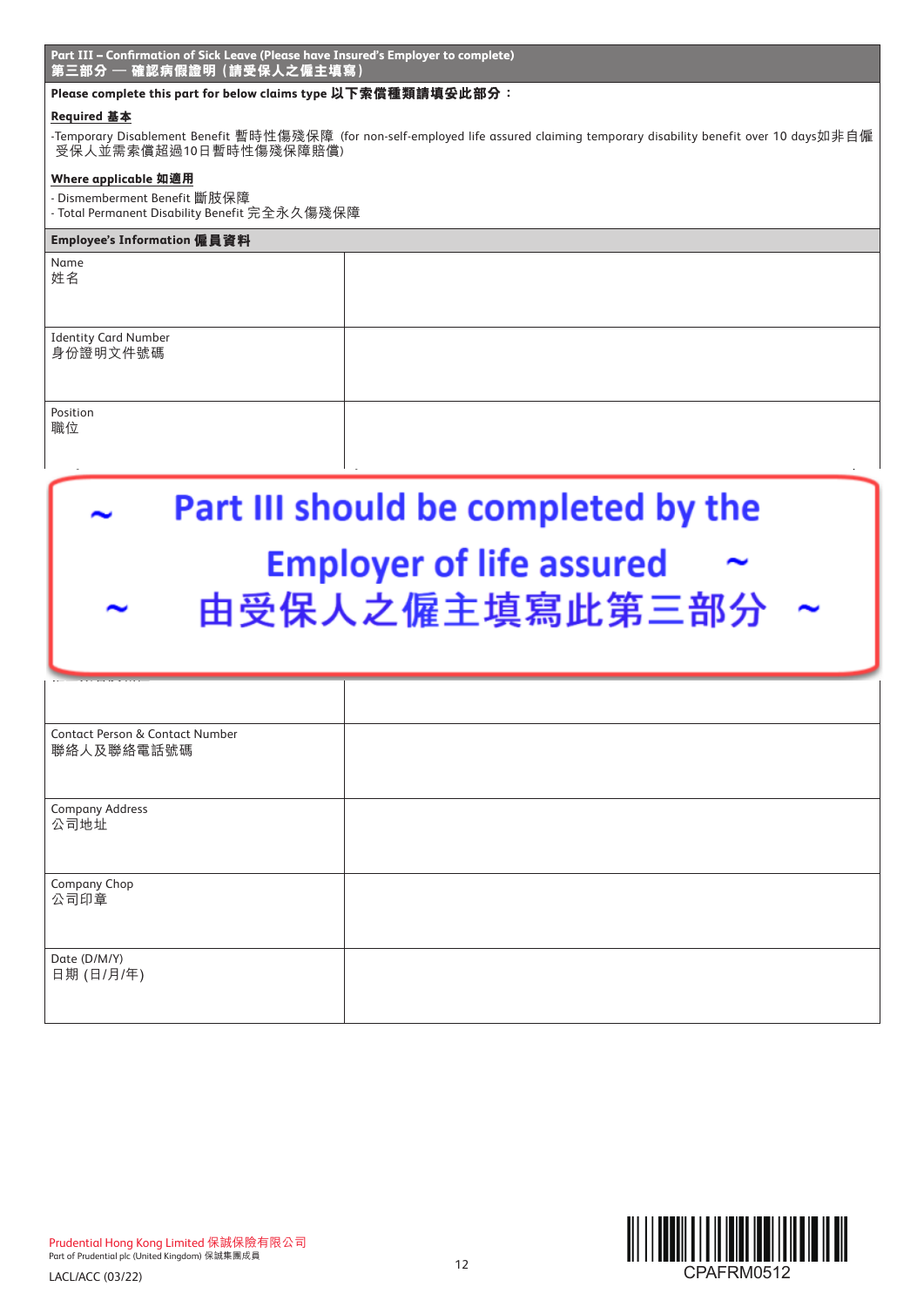## Part III – Confirmation of Sick Leave (Please have Insured's Employer to complete)
## 第三部分 — 確認病假證明（請受保人之僱主填寫）

**Please complete this part for below claims type 以下索償種類請填妥此部分：**

**Required 基本**

-Temporary Disablement Benefit 暫時性傷殘保障 (for non-self-employed life assured claiming temporary disability benefit over 10 days如非自僱受保人並需索償超過10日暫時性傷殘保障賠償)

**Where applicable 如適用**

- Dismemberment Benefit 斷肢保障
- Total Permanent Disability Benefit 完全永久傷殘保障

**Employee's Information 僱員資料**

| | |
|---|---|
| Name<br>姓名 | |
| Identity Card Number<br>身份證明文件號碼 | |
| Position<br>職位 | |
| | |
| Contact Person & Contact Number<br>聯絡人及聯絡電話號碼 | |
| Company Address<br>公司地址 | |
| Company Chop<br>公司印章 | |
| Date (D/M/Y)<br>日期 (日/月/年) | |

~ Part III should be completed by the Employer of life assured ~

~ 由受保人之僱主填寫此第三部分 ~

Prudential Hong Kong Limited 保誠保險有限公司
Part of Prudential plc (United Kingdom) 保誠集團成員

LACL/ACC (03/22)

CPAFRM0512